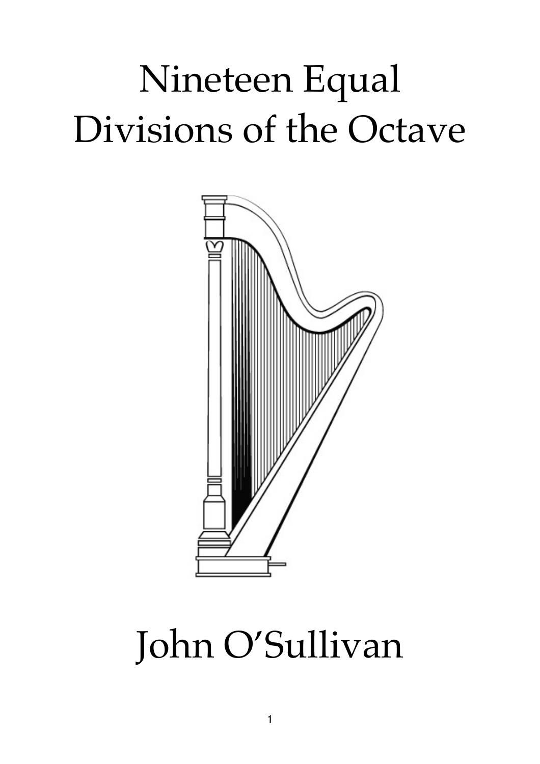# Nineteen Equal Divisions of the Octave

John O'Sullivan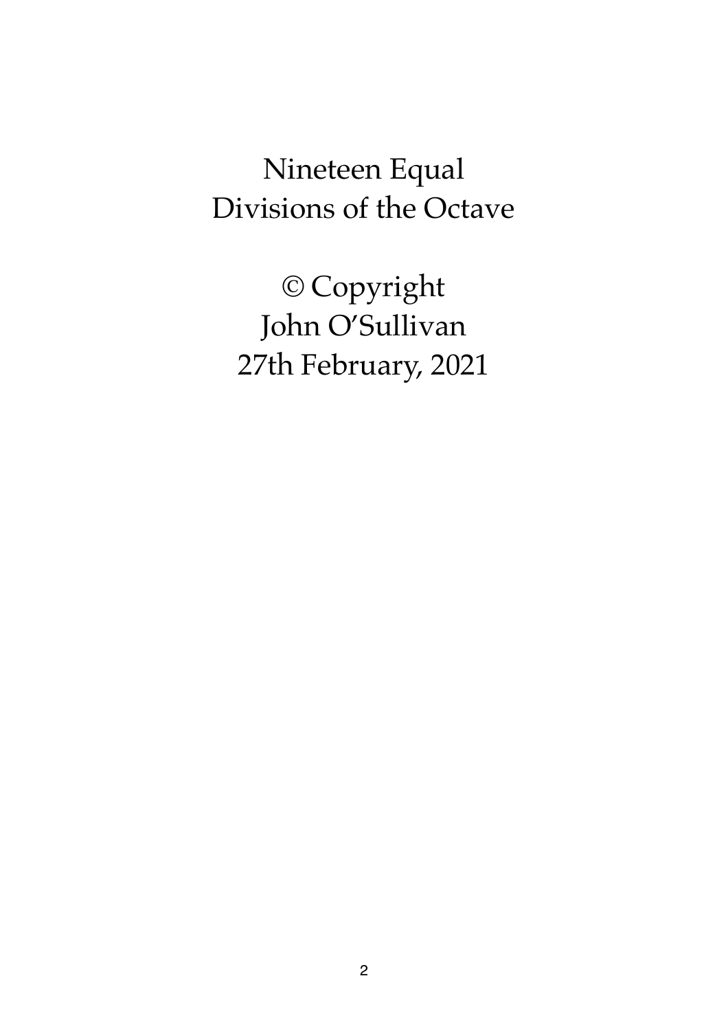# Nineteen Equal Divisions of the Octave

© Copyright
John O'Sullivan
27th February, 2021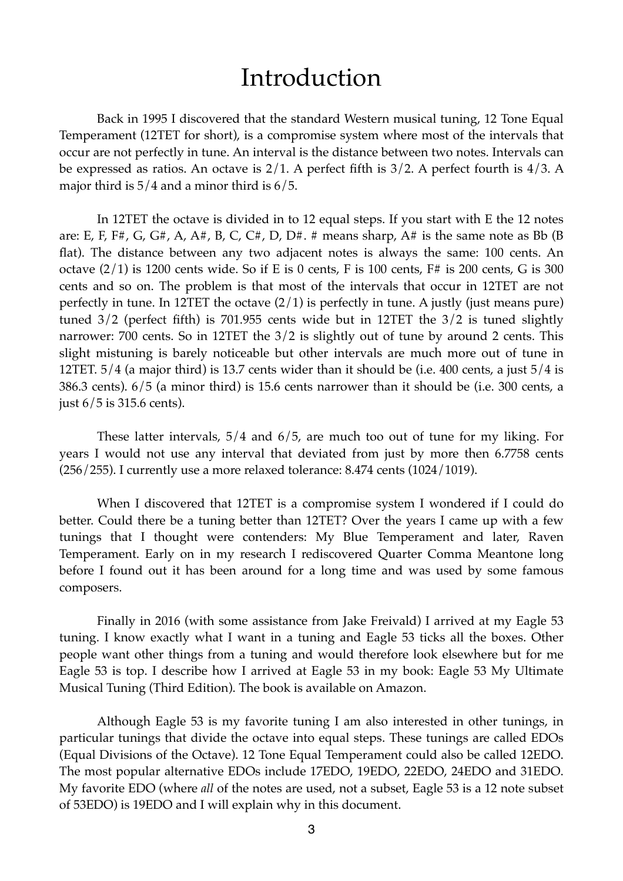# Introduction

Back in 1995 I discovered that the standard Western musical tuning, 12 Tone Equal Temperament (12TET for short), is a compromise system where most of the intervals that occur are not perfectly in tune. An interval is the distance between two notes. Intervals can be expressed as ratios. An octave is 2/1. A perfect fifth is 3/2. A perfect fourth is 4/3. A major third is 5/4 and a minor third is 6/5.

In 12TET the octave is divided in to 12 equal steps. If you start with E the 12 notes are: E, F, F#, G, G#, A, A#, B, C, C#, D, D#. # means sharp, A# is the same note as Bb (B flat). The distance between any two adjacent notes is always the same: 100 cents. An octave (2/1) is 1200 cents wide. So if E is 0 cents, F is 100 cents, F# is 200 cents, G is 300 cents and so on. The problem is that most of the intervals that occur in 12TET are not perfectly in tune. In 12TET the octave (2/1) is perfectly in tune. A justly (just means pure) tuned 3/2 (perfect fifth) is 701.955 cents wide but in 12TET the 3/2 is tuned slightly narrower: 700 cents. So in 12TET the 3/2 is slightly out of tune by around 2 cents. This slight mistuning is barely noticeable but other intervals are much more out of tune in 12TET. 5/4 (a major third) is 13.7 cents wider than it should be (i.e. 400 cents, a just 5/4 is 386.3 cents). 6/5 (a minor third) is 15.6 cents narrower than it should be (i.e. 300 cents, a just 6/5 is 315.6 cents).

These latter intervals, 5/4 and 6/5, are much too out of tune for my liking. For years I would not use any interval that deviated from just by more then 6.7758 cents (256/255). I currently use a more relaxed tolerance: 8.474 cents (1024/1019).

When I discovered that 12TET is a compromise system I wondered if I could do better. Could there be a tuning better than 12TET? Over the years I came up with a few tunings that I thought were contenders: My Blue Temperament and later, Raven Temperament. Early on in my research I rediscovered Quarter Comma Meantone long before I found out it has been around for a long time and was used by some famous composers.

Finally in 2016 (with some assistance from Jake Freivald) I arrived at my Eagle 53 tuning. I know exactly what I want in a tuning and Eagle 53 ticks all the boxes. Other people want other things from a tuning and would therefore look elsewhere but for me Eagle 53 is top. I describe how I arrived at Eagle 53 in my book: Eagle 53 My Ultimate Musical Tuning (Third Edition). The book is available on Amazon.

Although Eagle 53 is my favorite tuning I am also interested in other tunings, in particular tunings that divide the octave into equal steps. These tunings are called EDOs (Equal Divisions of the Octave). 12 Tone Equal Temperament could also be called 12EDO. The most popular alternative EDOs include 17EDO, 19EDO, 22EDO, 24EDO and 31EDO. My favorite EDO (where *all* of the notes are used, not a subset, Eagle 53 is a 12 note subset of 53EDO) is 19EDO and I will explain why in this document.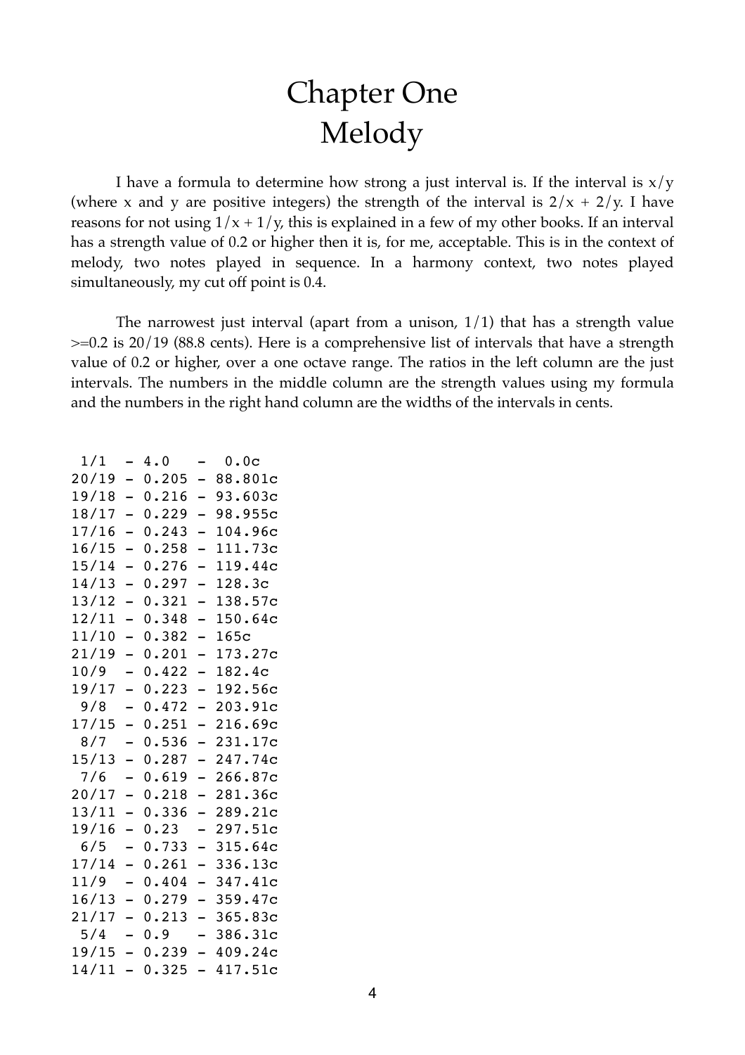# Chapter One
# Melody

I have a formula to determine how strong a just interval is. If the interval is x/y (where x and y are positive integers) the strength of the interval is 2/x + 2/y. I have reasons for not using 1/x + 1/y, this is explained in a few of my other books. If an interval has a strength value of 0.2 or higher then it is, for me, acceptable. This is in the context of melody, two notes played in sequence. In a harmony context, two notes played simultaneously, my cut off point is 0.4.

The narrowest just interval (apart from a unison, 1/1) that has a strength value >=0.2 is 20/19 (88.8 cents). Here is a comprehensive list of intervals that have a strength value of 0.2 or higher, over a one octave range. The ratios in the left column are the just intervals. The numbers in the middle column are the strength values using my formula and the numbers in the right hand column are the widths of the intervals in cents.

```
 1/1  - 4.0   -  0.0c
20/19 - 0.205 - 88.801c
19/18 - 0.216 - 93.603c
18/17 - 0.229 - 98.955c
17/16 - 0.243 - 104.96c
16/15 - 0.258 - 111.73c
15/14 - 0.276 - 119.44c
14/13 - 0.297 - 128.3c
13/12 - 0.321 - 138.57c
12/11 - 0.348 - 150.64c
11/10 - 0.382 - 165c
21/19 - 0.201 - 173.27c
10/9  - 0.422 - 182.4c
19/17 - 0.223 - 192.56c
 9/8  - 0.472 - 203.91c
17/15 - 0.251 - 216.69c
 8/7  - 0.536 - 231.17c
15/13 - 0.287 - 247.74c
 7/6  - 0.619 - 266.87c
20/17 - 0.218 - 281.36c
13/11 - 0.336 - 289.21c
19/16 - 0.23  - 297.51c
 6/5  - 0.733 - 315.64c
17/14 - 0.261 - 336.13c
11/9  - 0.404 - 347.41c
16/13 - 0.279 - 359.47c
21/17 - 0.213 - 365.83c
 5/4  - 0.9   - 386.31c
19/15 - 0.239 - 409.24c
14/11 - 0.325 - 417.51c
```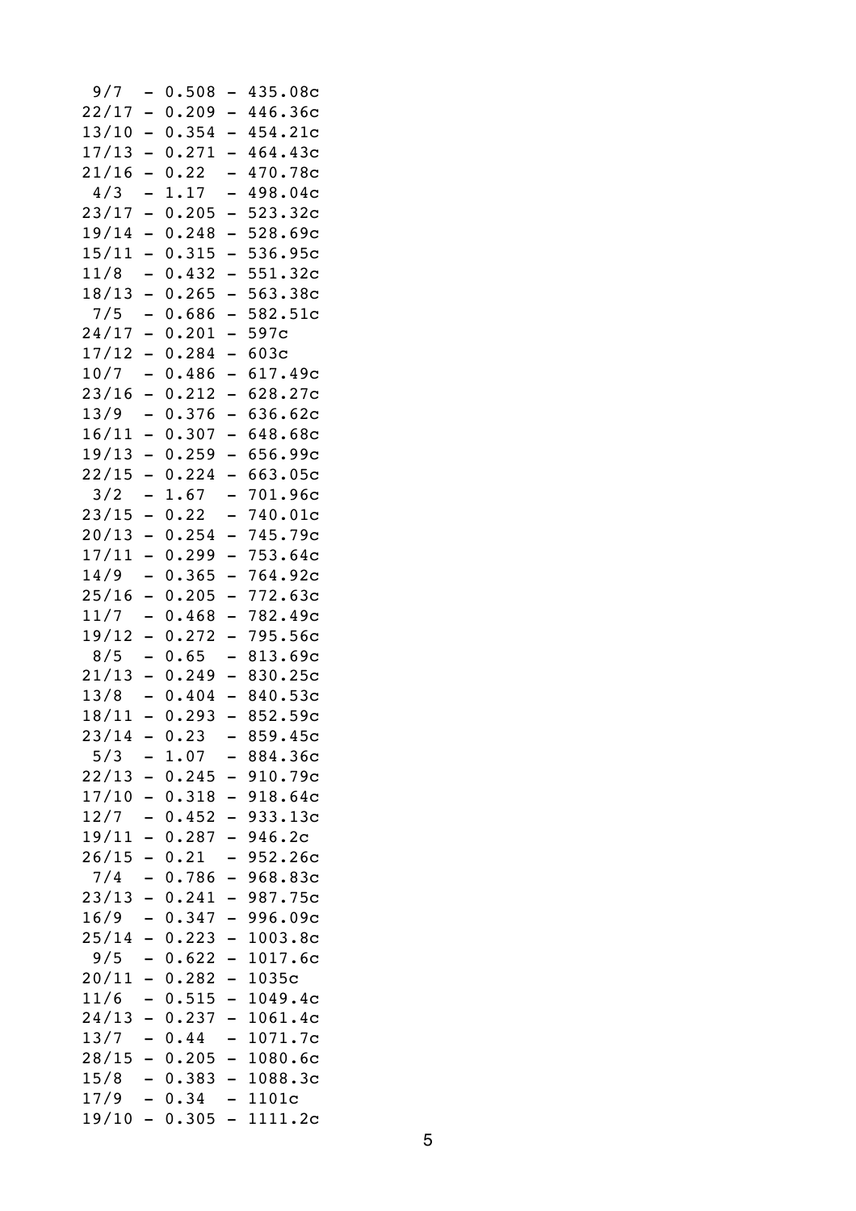```
 9/7  - 0.508 - 435.08c
22/17 - 0.209 - 446.36c
13/10 - 0.354 - 454.21c
17/13 - 0.271 - 464.43c
21/16 - 0.22  - 470.78c
 4/3  - 1.17  - 498.04c
23/17 - 0.205 - 523.32c
19/14 - 0.248 - 528.69c
15/11 - 0.315 - 536.95c
11/8  - 0.432 - 551.32c
18/13 - 0.265 - 563.38c
 7/5  - 0.686 - 582.51c
24/17 - 0.201 - 597c
17/12 - 0.284 - 603c
10/7  - 0.486 - 617.49c
23/16 - 0.212 - 628.27c
13/9  - 0.376 - 636.62c
16/11 - 0.307 - 648.68c
19/13 - 0.259 - 656.99c
22/15 - 0.224 - 663.05c
 3/2  - 1.67  - 701.96c
23/15 - 0.22  - 740.01c
20/13 - 0.254 - 745.79c
17/11 - 0.299 - 753.64c
14/9  - 0.365 - 764.92c
25/16 - 0.205 - 772.63c
11/7  - 0.468 - 782.49c
19/12 - 0.272 - 795.56c
 8/5  - 0.65  - 813.69c
21/13 - 0.249 - 830.25c
13/8  - 0.404 - 840.53c
18/11 - 0.293 - 852.59c
23/14 - 0.23  - 859.45c
 5/3  - 1.07  - 884.36c
22/13 - 0.245 - 910.79c
17/10 - 0.318 - 918.64c
12/7  - 0.452 - 933.13c
19/11 - 0.287 - 946.2c
26/15 - 0.21  - 952.26c
 7/4  - 0.786 - 968.83c
23/13 - 0.241 - 987.75c
16/9  - 0.347 - 996.09c
25/14 - 0.223 - 1003.8c
 9/5  - 0.622 - 1017.6c
20/11 - 0.282 - 1035c
11/6  - 0.515 - 1049.4c
24/13 - 0.237 - 1061.4c
13/7  - 0.44  - 1071.7c
28/15 - 0.205 - 1080.6c
15/8  - 0.383 - 1088.3c
17/9  - 0.34  - 1101c
19/10 - 0.305 - 1111.2c
```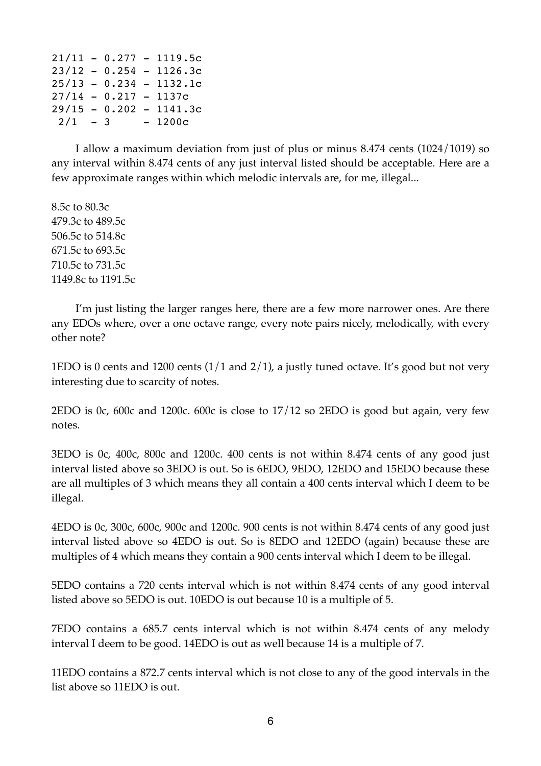```
21/11 - 0.277 - 1119.5c
23/12 - 0.254 - 1126.3c
25/13 - 0.234 - 1132.1c
27/14 - 0.217 - 1137c
29/15 - 0.202 - 1141.3c
 2/1  - 3     - 1200c
```

I allow a maximum deviation from just of plus or minus 8.474 cents (1024/1019) so any interval within 8.474 cents of any just interval listed should be acceptable. Here are a few approximate ranges within which melodic intervals are, for me, illegal...

8.5c to 80.3c
479.3c to 489.5c
506.5c to 514.8c
671.5c to 693.5c
710.5c to 731.5c
1149.8c to 1191.5c

I'm just listing the larger ranges here, there are a few more narrower ones. Are there any EDOs where, over a one octave range, every note pairs nicely, melodically, with every other note?

1EDO is 0 cents and 1200 cents (1/1 and 2/1), a justly tuned octave. It's good but not very interesting due to scarcity of notes.

2EDO is 0c, 600c and 1200c. 600c is close to 17/12 so 2EDO is good but again, very few notes.

3EDO is 0c, 400c, 800c and 1200c. 400 cents is not within 8.474 cents of any good just interval listed above so 3EDO is out. So is 6EDO, 9EDO, 12EDO and 15EDO because these are all multiples of 3 which means they all contain a 400 cents interval which I deem to be illegal.

4EDO is 0c, 300c, 600c, 900c and 1200c. 900 cents is not within 8.474 cents of any good just interval listed above so 4EDO is out. So is 8EDO and 12EDO (again) because these are multiples of 4 which means they contain a 900 cents interval which I deem to be illegal.

5EDO contains a 720 cents interval which is not within 8.474 cents of any good interval listed above so 5EDO is out. 10EDO is out because 10 is a multiple of 5.

7EDO contains a 685.7 cents interval which is not within 8.474 cents of any melody interval I deem to be good. 14EDO is out as well because 14 is a multiple of 7.

11EDO contains a 872.7 cents interval which is not close to any of the good intervals in the list above so 11EDO is out.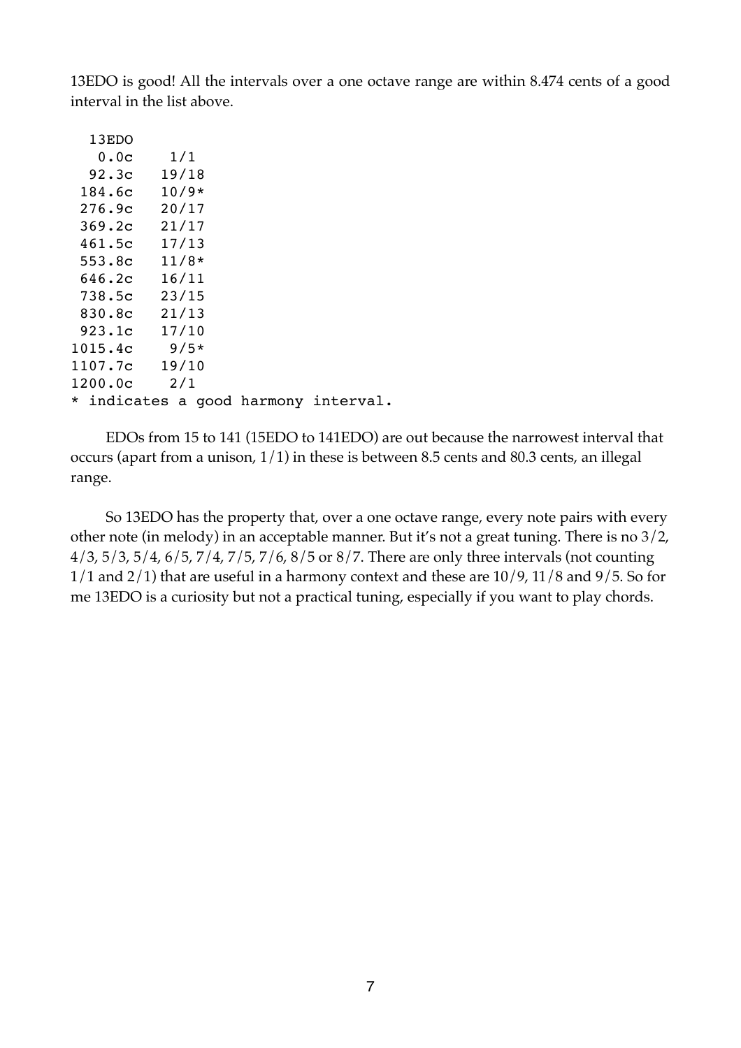13EDO is good! All the intervals over a one octave range are within 8.474 cents of a good interval in the list above.

```
  13EDO
   0.0c    1/1
  92.3c   19/18
 184.6c   10/9*
 276.9c   20/17
 369.2c   21/17
 461.5c   17/13
 553.8c   11/8*
 646.2c   16/11
 738.5c   23/15
 830.8c   21/13
 923.1c   17/10
1015.4c    9/5*
1107.7c   19/10
1200.0c    2/1
* indicates a good harmony interval.
```

EDOs from 15 to 141 (15EDO to 141EDO) are out because the narrowest interval that occurs (apart from a unison, 1/1) in these is between 8.5 cents and 80.3 cents, an illegal range.

So 13EDO has the property that, over a one octave range, every note pairs with every other note (in melody) in an acceptable manner. But it's not a great tuning. There is no 3/2, 4/3, 5/3, 5/4, 6/5, 7/4, 7/5, 7/6, 8/5 or 8/7. There are only three intervals (not counting 1/1 and 2/1) that are useful in a harmony context and these are 10/9, 11/8 and 9/5. So for me 13EDO is a curiosity but not a practical tuning, especially if you want to play chords.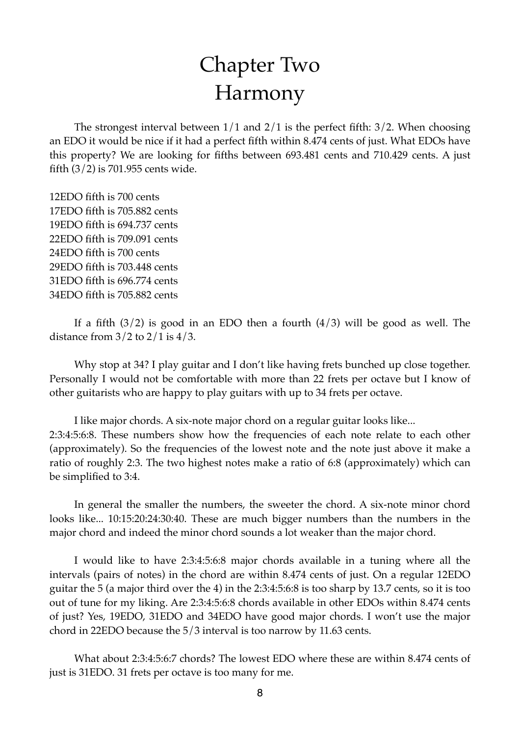# Chapter Two
# Harmony

The strongest interval between 1/1 and 2/1 is the perfect fifth: 3/2. When choosing an EDO it would be nice if it had a perfect fifth within 8.474 cents of just. What EDOs have this property? We are looking for fifths between 693.481 cents and 710.429 cents. A just fifth (3/2) is 701.955 cents wide.

12EDO fifth is 700 cents
17EDO fifth is 705.882 cents
19EDO fifth is 694.737 cents
22EDO fifth is 709.091 cents
24EDO fifth is 700 cents
29EDO fifth is 703.448 cents
31EDO fifth is 696.774 cents
34EDO fifth is 705.882 cents

If a fifth (3/2) is good in an EDO then a fourth (4/3) will be good as well. The distance from 3/2 to 2/1 is 4/3.

Why stop at 34? I play guitar and I don't like having frets bunched up close together. Personally I would not be comfortable with more than 22 frets per octave but I know of other guitarists who are happy to play guitars with up to 34 frets per octave.

I like major chords. A six-note major chord on a regular guitar looks like... 2:3:4:5:6:8. These numbers show how the frequencies of each note relate to each other (approximately). So the frequencies of the lowest note and the note just above it make a ratio of roughly 2:3. The two highest notes make a ratio of 6:8 (approximately) which can be simplified to 3:4.

In general the smaller the numbers, the sweeter the chord. A six-note minor chord looks like... 10:15:20:24:30:40. These are much bigger numbers than the numbers in the major chord and indeed the minor chord sounds a lot weaker than the major chord.

I would like to have 2:3:4:5:6:8 major chords available in a tuning where all the intervals (pairs of notes) in the chord are within 8.474 cents of just. On a regular 12EDO guitar the 5 (a major third over the 4) in the 2:3:4:5:6:8 is too sharp by 13.7 cents, so it is too out of tune for my liking. Are 2:3:4:5:6:8 chords available in other EDOs within 8.474 cents of just? Yes, 19EDO, 31EDO and 34EDO have good major chords. I won't use the major chord in 22EDO because the 5/3 interval is too narrow by 11.63 cents.

What about 2:3:4:5:6:7 chords? The lowest EDO where these are within 8.474 cents of just is 31EDO. 31 frets per octave is too many for me.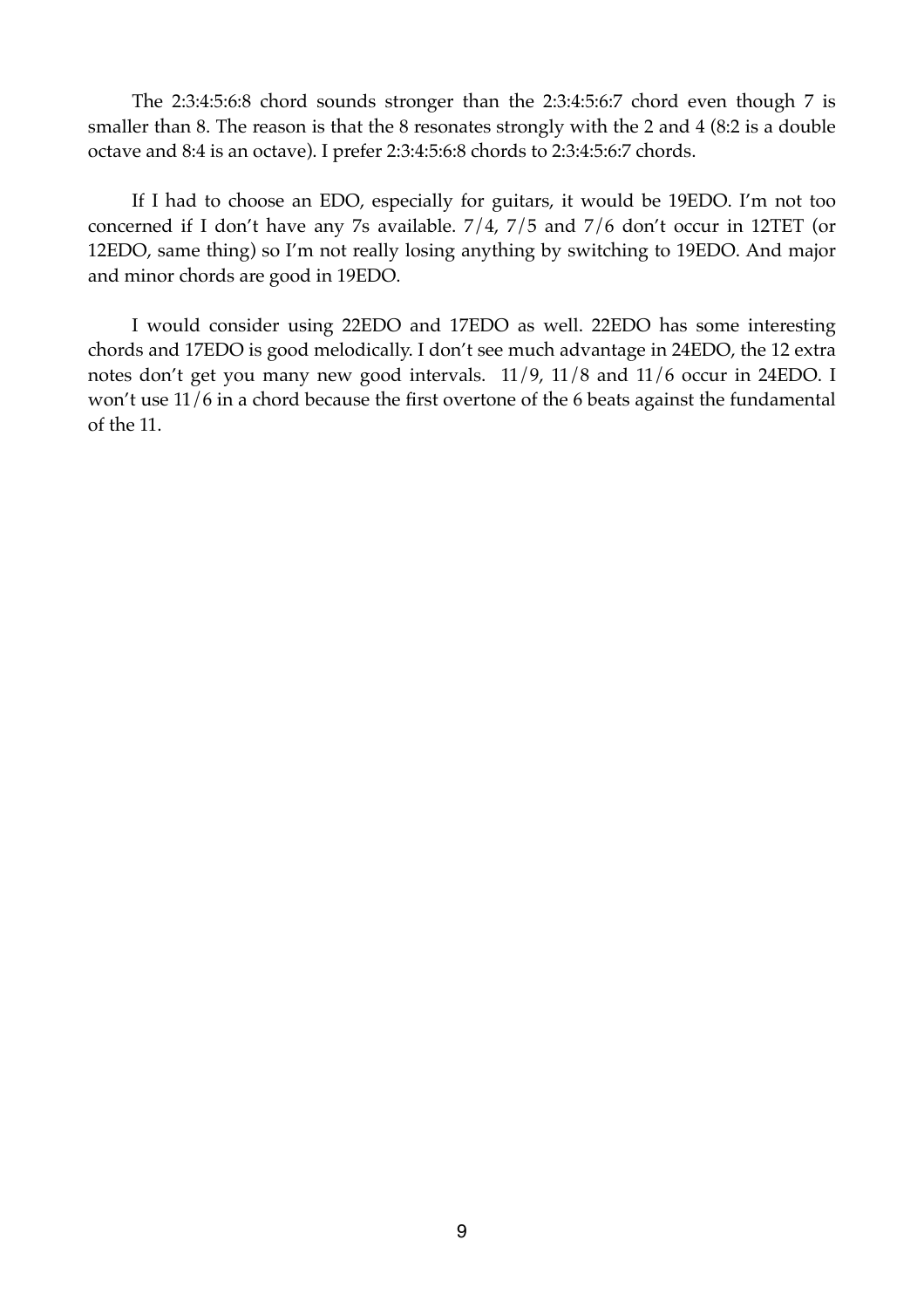The 2:3:4:5:6:8 chord sounds stronger than the 2:3:4:5:6:7 chord even though 7 is smaller than 8. The reason is that the 8 resonates strongly with the 2 and 4 (8:2 is a double octave and 8:4 is an octave). I prefer 2:3:4:5:6:8 chords to 2:3:4:5:6:7 chords.

If I had to choose an EDO, especially for guitars, it would be 19EDO. I'm not too concerned if I don't have any 7s available. 7/4, 7/5 and 7/6 don't occur in 12TET (or 12EDO, same thing) so I'm not really losing anything by switching to 19EDO. And major and minor chords are good in 19EDO.

I would consider using 22EDO and 17EDO as well. 22EDO has some interesting chords and 17EDO is good melodically. I don't see much advantage in 24EDO, the 12 extra notes don't get you many new good intervals. 11/9, 11/8 and 11/6 occur in 24EDO. I won't use 11/6 in a chord because the first overtone of the 6 beats against the fundamental of the 11.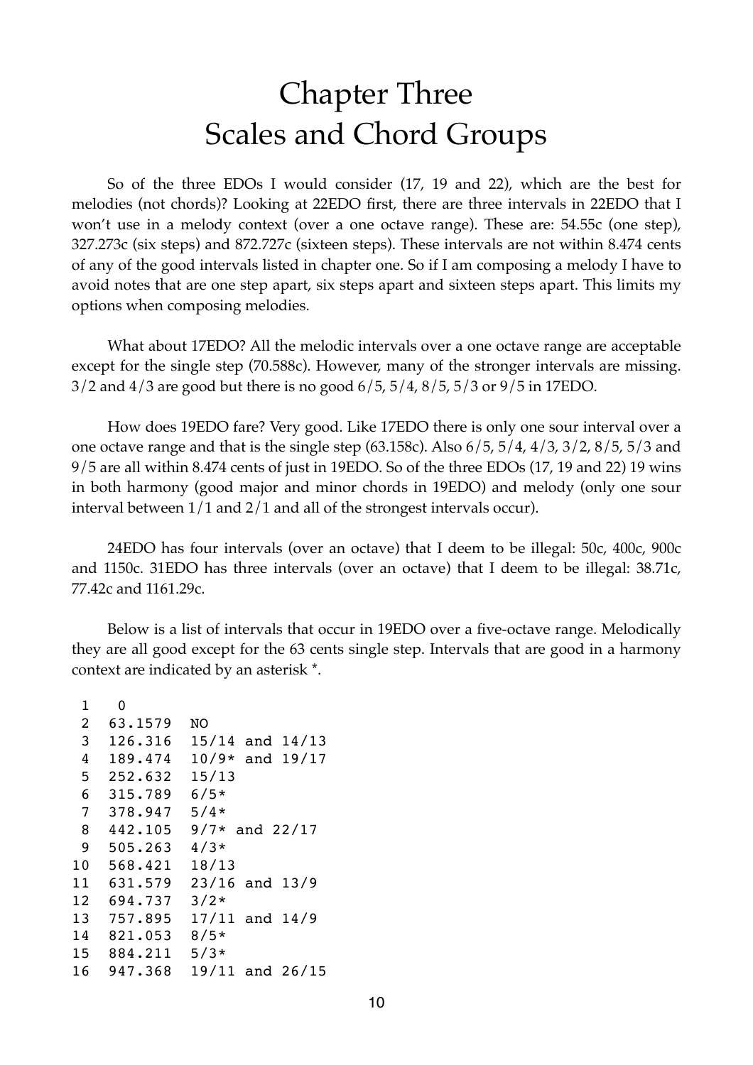# Chapter Three
# Scales and Chord Groups

So of the three EDOs I would consider (17, 19 and 22), which are the best for melodies (not chords)? Looking at 22EDO first, there are three intervals in 22EDO that I won't use in a melody context (over a one octave range). These are: 54.55c (one step), 327.273c (six steps) and 872.727c (sixteen steps). These intervals are not within 8.474 cents of any of the good intervals listed in chapter one. So if I am composing a melody I have to avoid notes that are one step apart, six steps apart and sixteen steps apart. This limits my options when composing melodies.

What about 17EDO? All the melodic intervals over a one octave range are acceptable except for the single step (70.588c). However, many of the stronger intervals are missing. 3/2 and 4/3 are good but there is no good 6/5, 5/4, 8/5, 5/3 or 9/5 in 17EDO.

How does 19EDO fare? Very good. Like 17EDO there is only one sour interval over a one octave range and that is the single step (63.158c). Also 6/5, 5/4, 4/3, 3/2, 8/5, 5/3 and 9/5 are all within 8.474 cents of just in 19EDO. So of the three EDOs (17, 19 and 22) 19 wins in both harmony (good major and minor chords in 19EDO) and melody (only one sour interval between 1/1 and 2/1 and all of the strongest intervals occur).

24EDO has four intervals (over an octave) that I deem to be illegal: 50c, 400c, 900c and 1150c. 31EDO has three intervals (over an octave) that I deem to be illegal: 38.71c, 77.42c and 1161.29c.

Below is a list of intervals that occur in 19EDO over a five-octave range. Melodically they are all good except for the 63 cents single step. Intervals that are good in a harmony context are indicated by an asterisk *.

```
 1    0
 2   63.1579  NO
 3  126.316   15/14 and 14/13
 4  189.474   10/9* and 19/17
 5  252.632   15/13
 6  315.789   6/5*
 7  378.947   5/4*
 8  442.105   9/7* and 22/17
 9  505.263   4/3*
10  568.421   18/13
11  631.579   23/16 and 13/9
12  694.737   3/2*
13  757.895   17/11 and 14/9
14  821.053   8/5*
15  884.211   5/3*
16  947.368   19/11 and 26/15
```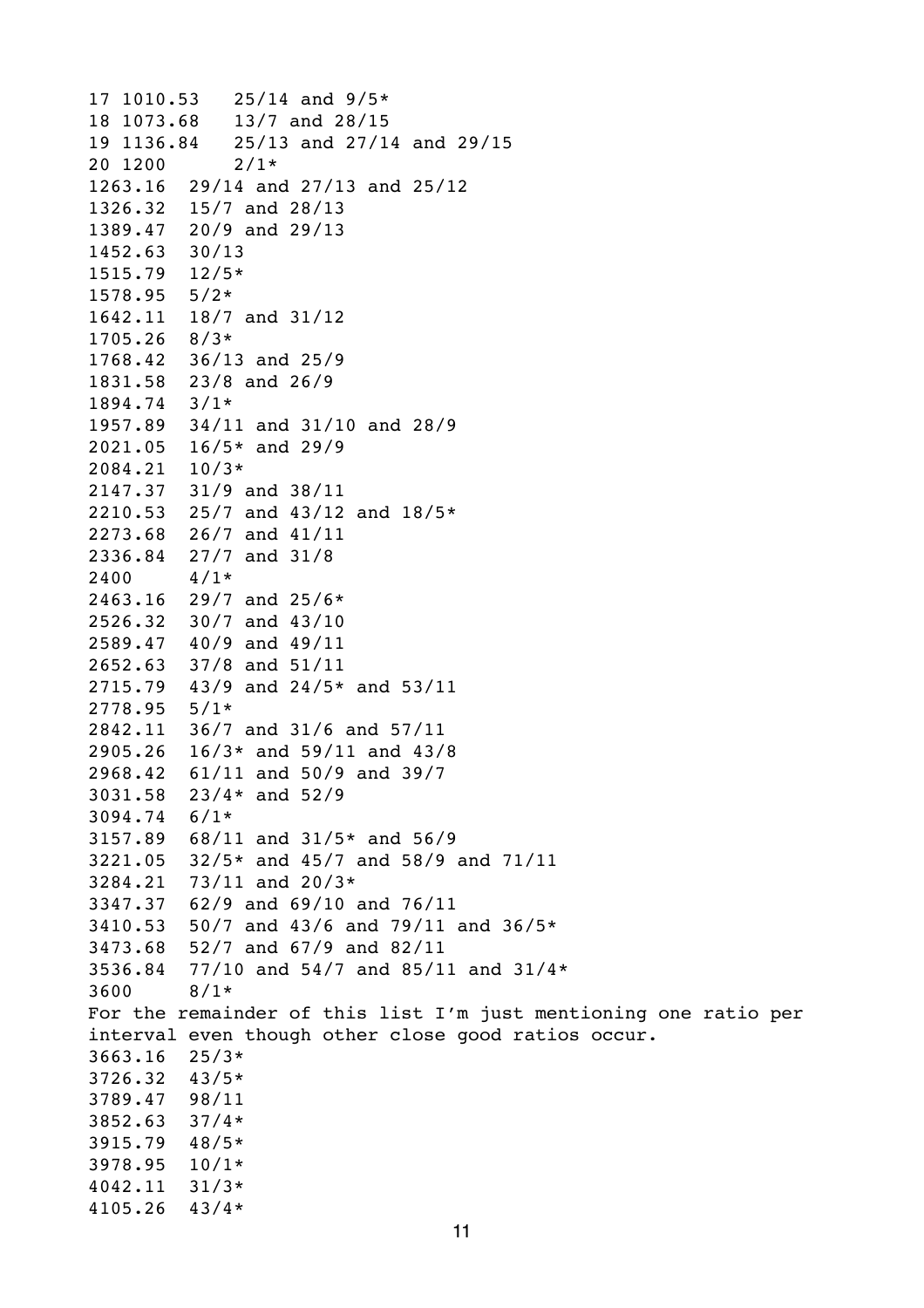```
17 1010.53   25/14 and 9/5*
18 1073.68   13/7 and 28/15
19 1136.84   25/13 and 27/14 and 29/15
20 1200      2/1*
1263.16  29/14 and 27/13 and 25/12
1326.32  15/7 and 28/13
1389.47  20/9 and 29/13
1452.63  30/13
1515.79  12/5*
1578.95  5/2*
1642.11  18/7 and 31/12
1705.26  8/3*
1768.42  36/13 and 25/9
1831.58  23/8 and 26/9
1894.74  3/1*
1957.89  34/11 and 31/10 and 28/9
2021.05  16/5* and 29/9
2084.21  10/3*
2147.37  31/9 and 38/11
2210.53  25/7 and 43/12 and 18/5*
2273.68  26/7 and 41/11
2336.84  27/7 and 31/8
2400     4/1*
2463.16  29/7 and 25/6*
2526.32  30/7 and 43/10
2589.47  40/9 and 49/11
2652.63  37/8 and 51/11
2715.79  43/9 and 24/5* and 53/11
2778.95  5/1*
2842.11  36/7 and 31/6 and 57/11
2905.26  16/3* and 59/11 and 43/8
2968.42  61/11 and 50/9 and 39/7
3031.58  23/4* and 52/9
3094.74  6/1*
3157.89  68/11 and 31/5* and 56/9
3221.05  32/5* and 45/7 and 58/9 and 71/11
3284.21  73/11 and 20/3*
3347.37  62/9 and 69/10 and 76/11
3410.53  50/7 and 43/6 and 79/11 and 36/5*
3473.68  52/7 and 67/9 and 82/11
3536.84  77/10 and 54/7 and 85/11 and 31/4*
3600     8/1*
For the remainder of this list I'm just mentioning one ratio per
interval even though other close good ratios occur.
3663.16  25/3*
3726.32  43/5*
3789.47  98/11
3852.63  37/4*
3915.79  48/5*
3978.95  10/1*
4042.11  31/3*
4105.26  43/4*
```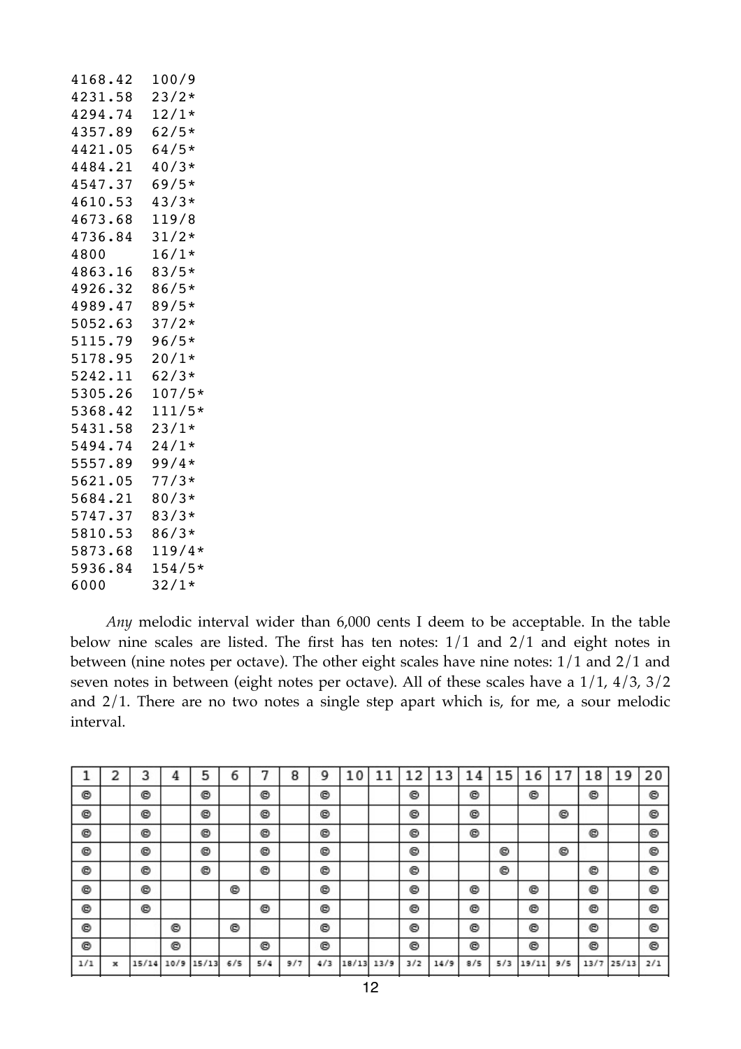```
4168.42  100/9
4231.58  23/2*
4294.74  12/1*
4357.89  62/5*
4421.05  64/5*
4484.21  40/3*
4547.37  69/5*
4610.53  43/3*
4673.68  119/8
4736.84  31/2*
4800     16/1*
4863.16  83/5*
4926.32  86/5*
4989.47  89/5*
5052.63  37/2*
5115.79  96/5*
5178.95  20/1*
5242.11  62/3*
5305.26  107/5*
5368.42  111/5*
5431.58  23/1*
5494.74  24/1*
5557.89  99/4*
5621.05  77/3*
5684.21  80/3*
5747.37  83/3*
5810.53  86/3*
5873.68  119/4*
5936.84  154/5*
6000     32/1*
```

*Any* melodic interval wider than 6,000 cents I deem to be acceptable. In the table below nine scales are listed. The first has ten notes: 1/1 and 2/1 and eight notes in between (nine notes per octave). The other eight scales have nine notes: 1/1 and 2/1 and seven notes in between (eight notes per octave). All of these scales have a 1/1, 4/3, 3/2 and 2/1. There are no two notes a single step apart which is, for me, a sour melodic interval.

| 1 | 2 | 3 | 4 | 5 | 6 | 7 | 8 | 9 | 10 | 11 | 12 | 13 | 14 | 15 | 16 | 17 | 18 | 19 | 20 |
|---|---|---|---|---|---|---|---|---|---|---|---|---|---|---|---|---|---|---|---|
| ☺ | | ☺ | | ☺ | | ☺ | | ☺ | | | ☺ | | ☺ | | ☺ | | ☺ | | ☺ |
| ☺ | | ☺ | | ☺ | | ☺ | | ☺ | | | ☺ | | ☺ | | | ☺ | | | ☺ |
| ☺ | | ☺ | | ☺ | | ☺ | | ☺ | | | ☺ | | ☺ | | | | ☺ | | ☺ |
| ☺ | | ☺ | | ☺ | | ☺ | | ☺ | | | ☺ | | | ☺ | | ☺ | | | ☺ |
| ☺ | | ☺ | | ☺ | | ☺ | | ☺ | | | ☺ | | | ☺ | | | ☺ | | ☺ |
| ☺ | | ☺ | | | ☺ | | | ☺ | | | ☺ | | ☺ | | ☺ | | ☺ | | ☺ |
| ☺ | | ☺ | | | | ☺ | | ☺ | | | ☺ | | ☺ | | ☺ | | ☺ | | ☺ |
| ☺ | | | ☺ | | ☺ | | | ☺ | | | ☺ | | ☺ | | ☺ | | ☺ | | ☺ |
| ☺ | | | ☺ | | | ☺ | | ☺ | | | ☺ | | ☺ | | ☺ | | ☺ | | ☺ |
| 1/1 | x | 15/14 | 10/9 | 15/13 | 6/5 | 5/4 | 9/7 | 4/3 | 18/13 | 13/9 | 3/2 | 14/9 | 8/5 | 5/3 | 19/11 | 9/5 | 13/7 | 25/13 | 2/1 |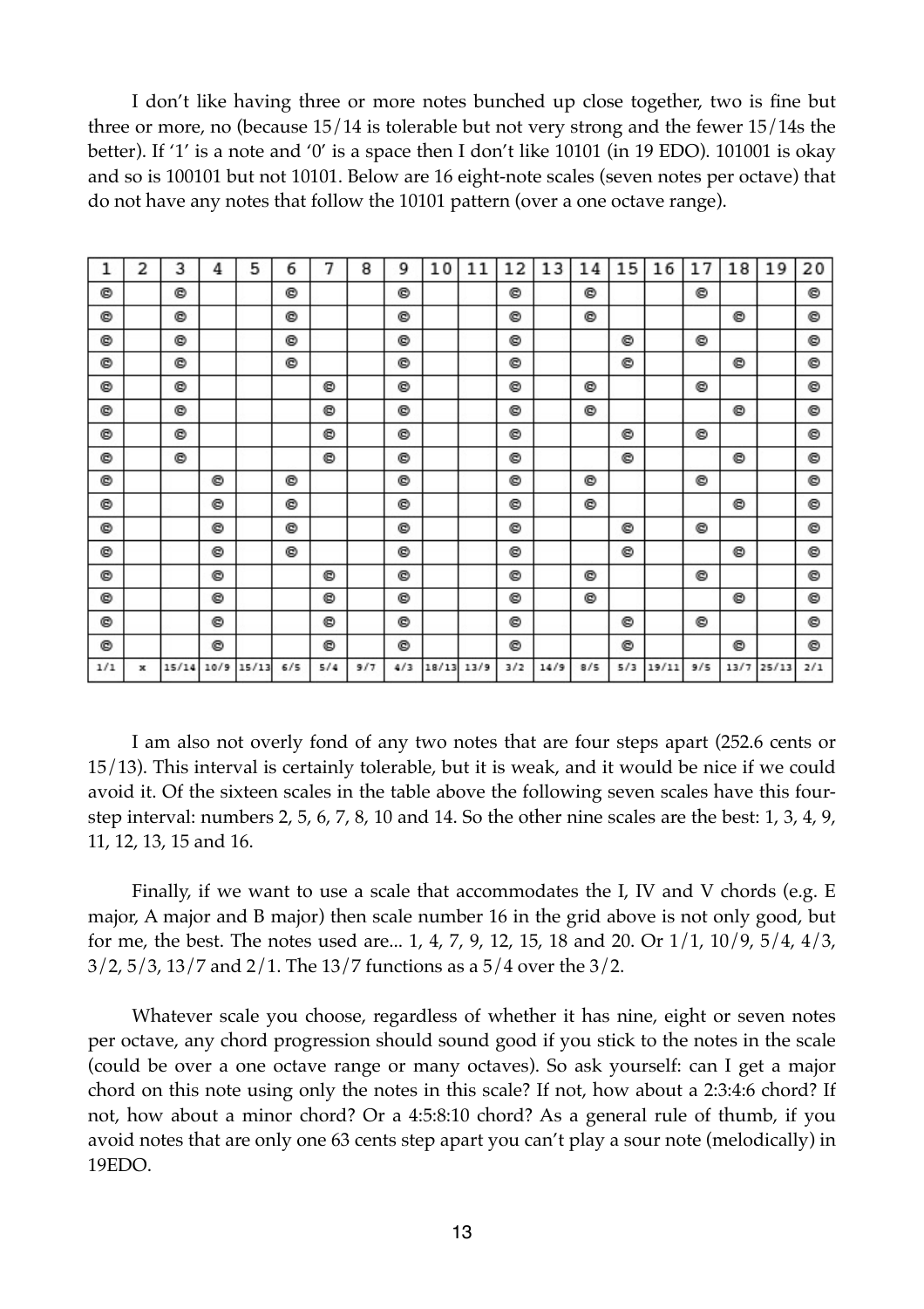I don't like having three or more notes bunched up close together, two is fine but three or more, no (because 15/14 is tolerable but not very strong and the fewer 15/14s the better). If '1' is a note and '0' is a space then I don't like 10101 (in 19 EDO). 101001 is okay and so is 100101 but not 10101. Below are 16 eight-note scales (seven notes per octave) that do not have any notes that follow the 10101 pattern (over a one octave range).

| 1 | 2 | 3 | 4 | 5 | 6 | 7 | 8 | 9 | 10 | 11 | 12 | 13 | 14 | 15 | 16 | 17 | 18 | 19 | 20 |
|---|---|---|---|---|---|---|---|---|---|---|---|---|---|---|---|---|---|---|---|
| © | | © | | | © | | | © | | | © | | © | | | © | | | © |
| © | | © | | | © | | | © | | | © | | © | | | | © | | © |
| © | | © | | | © | | | © | | | © | | | © | | © | | | © |
| © | | © | | | © | | | © | | | © | | | © | | | © | | © |
| © | | © | | | | © | | © | | | © | | © | | | © | | | © |
| © | | © | | | | © | | © | | | © | | © | | | | © | | © |
| © | | © | | | | © | | © | | | © | | | © | | © | | | © |
| © | | © | | | | © | | © | | | © | | | © | | | © | | © |
| © | | | © | | © | | | © | | | © | | © | | | © | | | © |
| © | | | © | | © | | | © | | | © | | © | | | | © | | © |
| © | | | © | | © | | | © | | | © | | | © | | © | | | © |
| © | | | © | | © | | | © | | | © | | | © | | | © | | © |
| © | | | © | | | © | | © | | | © | | © | | | © | | | © |
| © | | | © | | | © | | © | | | © | | © | | | | © | | © |
| © | | | © | | | © | | © | | | © | | | © | | © | | | © |
| © | | | © | | | © | | © | | | © | | | © | | | © | | © |
| 1/1 | x | 15/14 | 10/9 | 15/13 | 6/5 | 5/4 | 9/7 | 4/3 | 18/13 | 13/9 | 3/2 | 14/9 | 8/5 | 5/3 | 19/11 | 9/5 | 13/7 | 25/13 | 2/1 |

I am also not overly fond of any two notes that are four steps apart (252.6 cents or 15/13). This interval is certainly tolerable, but it is weak, and it would be nice if we could avoid it. Of the sixteen scales in the table above the following seven scales have this four-step interval: numbers 2, 5, 6, 7, 8, 10 and 14. So the other nine scales are the best: 1, 3, 4, 9, 11, 12, 13, 15 and 16.

Finally, if we want to use a scale that accommodates the I, IV and V chords (e.g. E major, A major and B major) then scale number 16 in the grid above is not only good, but for me, the best. The notes used are... 1, 4, 7, 9, 12, 15, 18 and 20. Or 1/1, 10/9, 5/4, 4/3, 3/2, 5/3, 13/7 and 2/1. The 13/7 functions as a 5/4 over the 3/2.

Whatever scale you choose, regardless of whether it has nine, eight or seven notes per octave, any chord progression should sound good if you stick to the notes in the scale (could be over a one octave range or many octaves). So ask yourself: can I get a major chord on this note using only the notes in this scale? If not, how about a 2:3:4:6 chord? If not, how about a minor chord? Or a 4:5:8:10 chord? As a general rule of thumb, if you avoid notes that are only one 63 cents step apart you can't play a sour note (melodically) in 19EDO.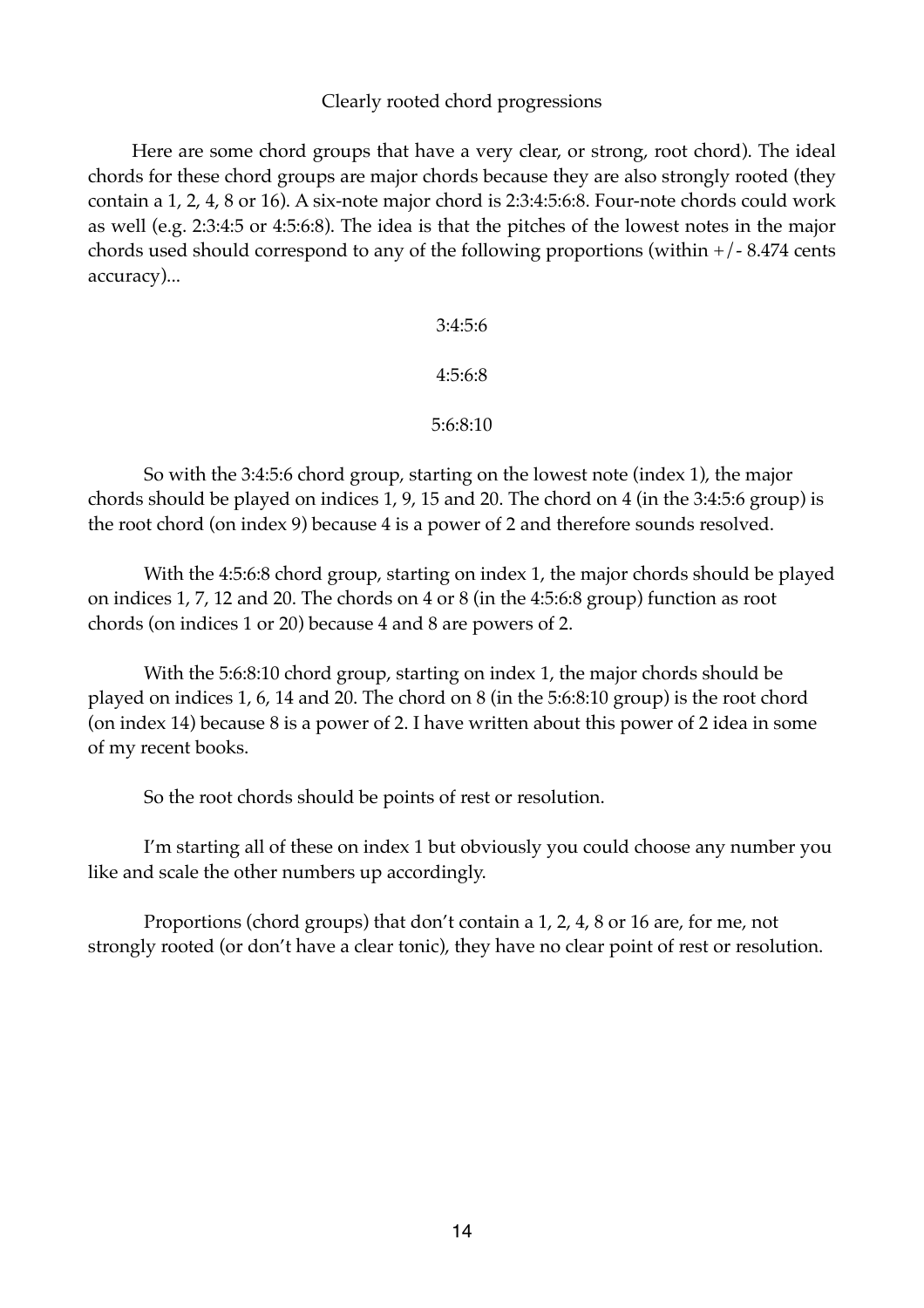# Clearly rooted chord progressions

Here are some chord groups that have a very clear, or strong, root chord). The ideal chords for these chord groups are major chords because they are also strongly rooted (they contain a 1, 2, 4, 8 or 16). A six-note major chord is 2:3:4:5:6:8. Four-note chords could work as well (e.g. 2:3:4:5 or 4:5:6:8). The idea is that the pitches of the lowest notes in the major chords used should correspond to any of the following proportions (within +/- 8.474 cents accuracy)...

3:4:5:6

4:5:6:8

5:6:8:10

So with the 3:4:5:6 chord group, starting on the lowest note (index 1), the major chords should be played on indices 1, 9, 15 and 20. The chord on 4 (in the 3:4:5:6 group) is the root chord (on index 9) because 4 is a power of 2 and therefore sounds resolved.

With the 4:5:6:8 chord group, starting on index 1, the major chords should be played on indices 1, 7, 12 and 20. The chords on 4 or 8 (in the 4:5:6:8 group) function as root chords (on indices 1 or 20) because 4 and 8 are powers of 2.

With the 5:6:8:10 chord group, starting on index 1, the major chords should be played on indices 1, 6, 14 and 20. The chord on 8 (in the 5:6:8:10 group) is the root chord (on index 14) because 8 is a power of 2. I have written about this power of 2 idea in some of my recent books.

So the root chords should be points of rest or resolution.

I'm starting all of these on index 1 but obviously you could choose any number you like and scale the other numbers up accordingly.

Proportions (chord groups) that don't contain a 1, 2, 4, 8 or 16 are, for me, not strongly rooted (or don't have a clear tonic), they have no clear point of rest or resolution.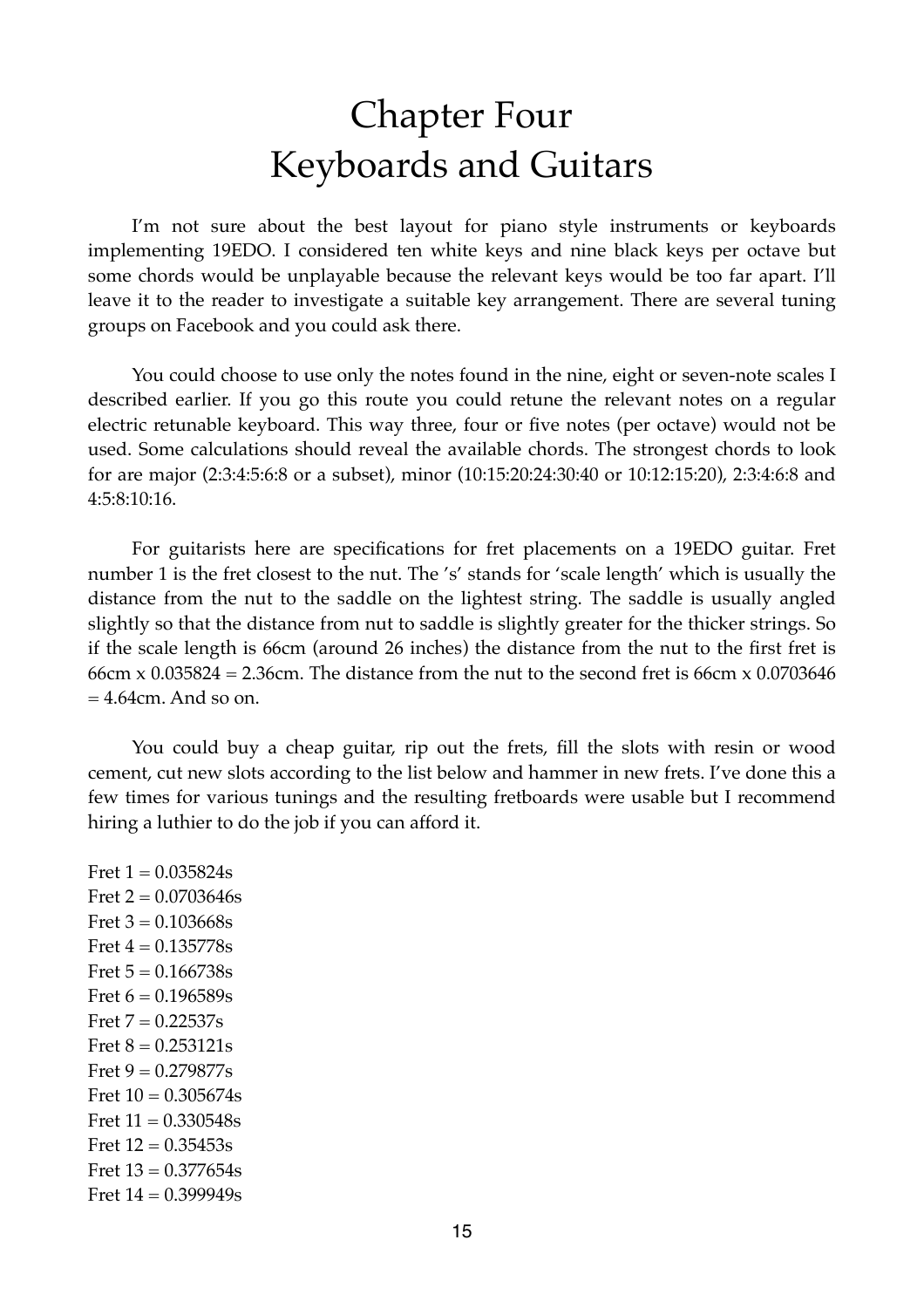# Chapter Four
# Keyboards and Guitars

I'm not sure about the best layout for piano style instruments or keyboards implementing 19EDO. I considered ten white keys and nine black keys per octave but some chords would be unplayable because the relevant keys would be too far apart. I'll leave it to the reader to investigate a suitable key arrangement. There are several tuning groups on Facebook and you could ask there.

You could choose to use only the notes found in the nine, eight or seven-note scales I described earlier. If you go this route you could retune the relevant notes on a regular electric retunable keyboard. This way three, four or five notes (per octave) would not be used. Some calculations should reveal the available chords. The strongest chords to look for are major (2:3:4:5:6:8 or a subset), minor (10:15:20:24:30:40 or 10:12:15:20), 2:3:4:6:8 and 4:5:8:10:16.

For guitarists here are specifications for fret placements on a 19EDO guitar. Fret number 1 is the fret closest to the nut. The 's' stands for 'scale length' which is usually the distance from the nut to the saddle on the lightest string. The saddle is usually angled slightly so that the distance from nut to saddle is slightly greater for the thicker strings. So if the scale length is 66cm (around 26 inches) the distance from the nut to the first fret is 66cm x 0.035824 = 2.36cm. The distance from the nut to the second fret is 66cm x 0.0703646 = 4.64cm. And so on.

You could buy a cheap guitar, rip out the frets, fill the slots with resin or wood cement, cut new slots according to the list below and hammer in new frets. I've done this a few times for various tunings and the resulting fretboards were usable but I recommend hiring a luthier to do the job if you can afford it.

Fret 1 = 0.035824s  
Fret 2 = 0.0703646s  
Fret 3 = 0.103668s  
Fret 4 = 0.135778s  
Fret 5 = 0.166738s  
Fret 6 = 0.196589s  
Fret 7 = 0.22537s  
Fret 8 = 0.253121s  
Fret 9 = 0.279877s  
Fret 10 = 0.305674s  
Fret 11 = 0.330548s  
Fret 12 = 0.35453s  
Fret 13 = 0.377654s  
Fret 14 = 0.399949s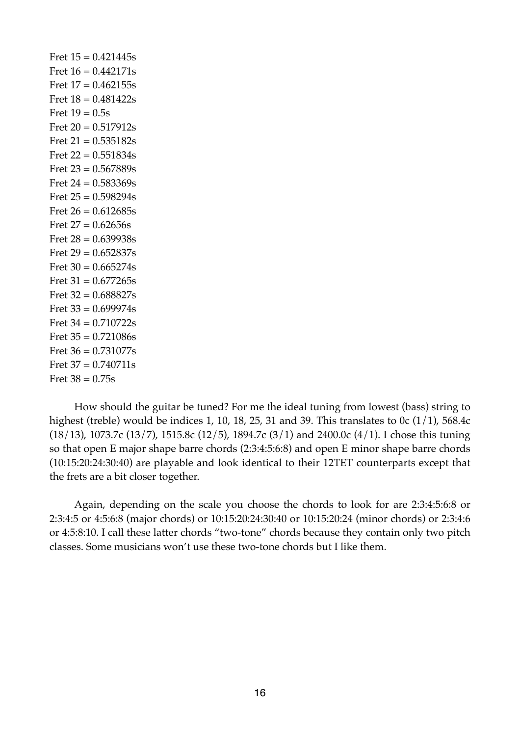Fret 15 = 0.421445s  
Fret 16 = 0.442171s  
Fret 17 = 0.462155s  
Fret 18 = 0.481422s  
Fret 19 = 0.5s  
Fret 20 = 0.517912s  
Fret 21 = 0.535182s  
Fret 22 = 0.551834s  
Fret 23 = 0.567889s  
Fret 24 = 0.583369s  
Fret 25 = 0.598294s  
Fret 26 = 0.612685s  
Fret 27 = 0.62656s  
Fret 28 = 0.639938s  
Fret 29 = 0.652837s  
Fret 30 = 0.665274s  
Fret 31 = 0.677265s  
Fret 32 = 0.688827s  
Fret 33 = 0.699974s  
Fret 34 = 0.710722s  
Fret 35 = 0.721086s  
Fret 36 = 0.731077s  
Fret 37 = 0.740711s  
Fret 38 = 0.75s

How should the guitar be tuned? For me the ideal tuning from lowest (bass) string to highest (treble) would be indices 1, 10, 18, 25, 31 and 39. This translates to 0c (1/1), 568.4c (18/13), 1073.7c (13/7), 1515.8c (12/5), 1894.7c (3/1) and 2400.0c (4/1). I chose this tuning so that open E major shape barre chords (2:3:4:5:6:8) and open E minor shape barre chords (10:15:20:24:30:40) are playable and look identical to their 12TET counterparts except that the frets are a bit closer together.

Again, depending on the scale you choose the chords to look for are 2:3:4:5:6:8 or 2:3:4:5 or 4:5:6:8 (major chords) or 10:15:20:24:30:40 or 10:15:20:24 (minor chords) or 2:3:4:6 or 4:5:8:10. I call these latter chords "two-tone" chords because they contain only two pitch classes. Some musicians won't use these two-tone chords but I like them.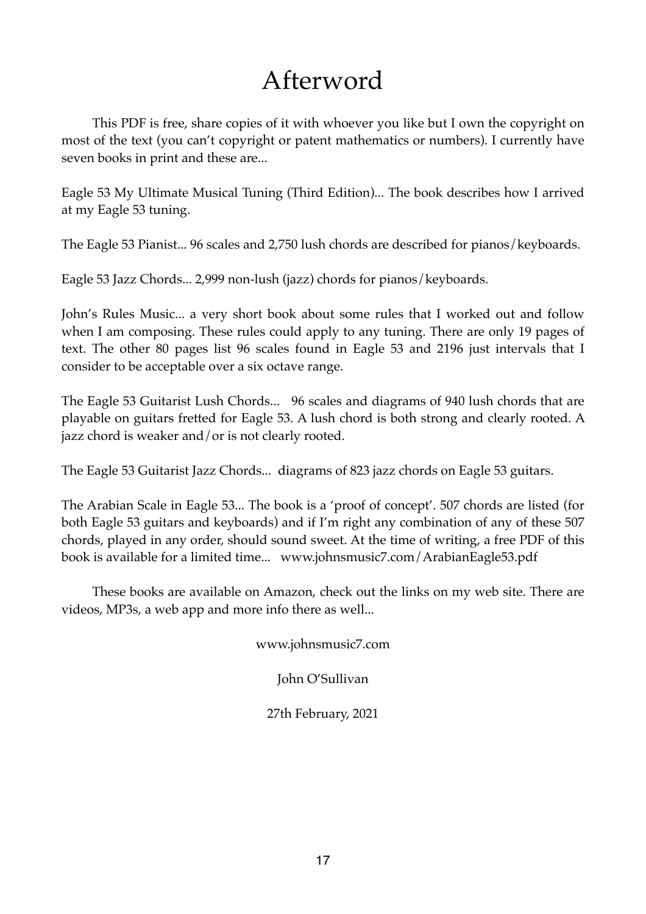# Afterword

This PDF is free, share copies of it with whoever you like but I own the copyright on most of the text (you can't copyright or patent mathematics or numbers). I currently have seven books in print and these are...

Eagle 53 My Ultimate Musical Tuning (Third Edition)... The book describes how I arrived at my Eagle 53 tuning.

The Eagle 53 Pianist... 96 scales and 2,750 lush chords are described for pianos/keyboards.

Eagle 53 Jazz Chords... 2,999 non-lush (jazz) chords for pianos/keyboards.

John's Rules Music... a very short book about some rules that I worked out and follow when I am composing. These rules could apply to any tuning. There are only 19 pages of text. The other 80 pages list 96 scales found in Eagle 53 and 2196 just intervals that I consider to be acceptable over a six octave range.

The Eagle 53 Guitarist Lush Chords... 96 scales and diagrams of 940 lush chords that are playable on guitars fretted for Eagle 53. A lush chord is both strong and clearly rooted. A jazz chord is weaker and/or is not clearly rooted.

The Eagle 53 Guitarist Jazz Chords... diagrams of 823 jazz chords on Eagle 53 guitars.

The Arabian Scale in Eagle 53... The book is a 'proof of concept'. 507 chords are listed (for both Eagle 53 guitars and keyboards) and if I'm right any combination of any of these 507 chords, played in any order, should sound sweet. At the time of writing, a free PDF of this book is available for a limited time... www.johnsmusic7.com/ArabianEagle53.pdf

These books are available on Amazon, check out the links on my web site. There are videos, MP3s, a web app and more info there as well...

www.johnsmusic7.com

John O'Sullivan

27th February, 2021